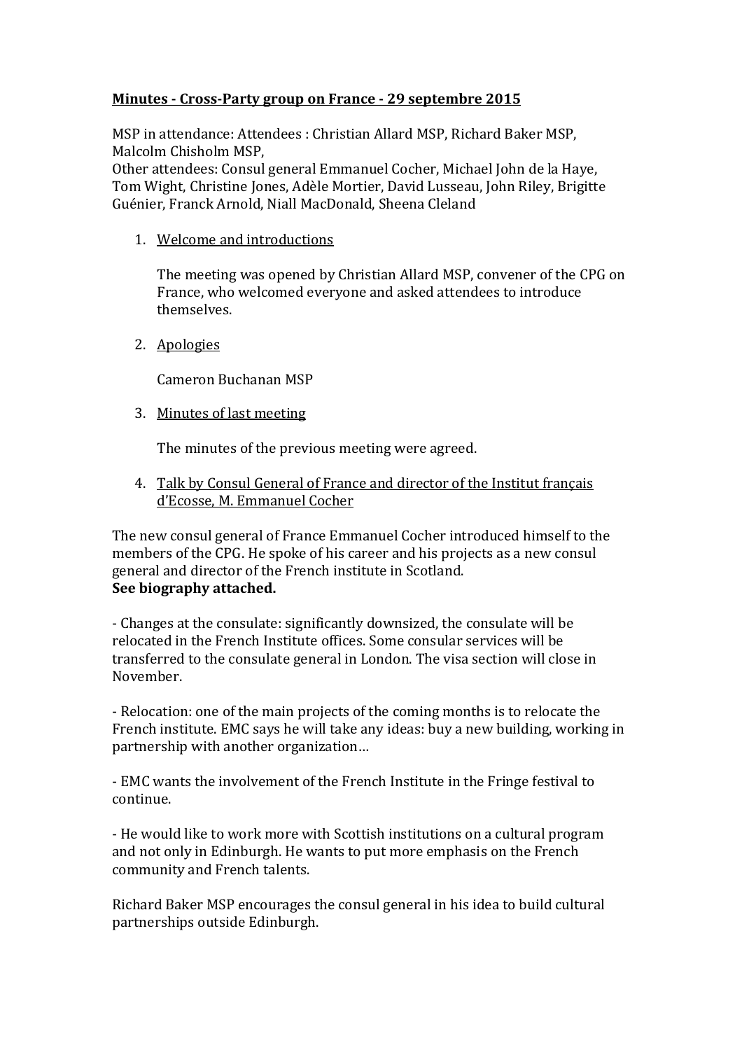**Minutes - Cross-Party group on France - 29 septembre 2015**

MSP in attendance: Attendees : Christian Allard MSP, Richard Baker MSP, Malcolm Chisholm MSP,
Other attendees: Consul general Emmanuel Cocher, Michael John de la Haye, Tom Wight, Christine Jones, Adèle Mortier, David Lusseau, John Riley, Brigitte Guénier, Franck Arnold, Niall MacDonald, Sheena Cleland

1. Welcome and introductions

   The meeting was opened by Christian Allard MSP, convener of the CPG on France, who welcomed everyone and asked attendees to introduce themselves.

2. Apologies

   Cameron Buchanan MSP

3. Minutes of last meeting

   The minutes of the previous meeting were agreed.

4. Talk by Consul General of France and director of the Institut français d'Ecosse, M. Emmanuel Cocher

The new consul general of France Emmanuel Cocher introduced himself to the members of the CPG. He spoke of his career and his projects as a new consul general and director of the French institute in Scotland.
**See biography attached.**

- Changes at the consulate: significantly downsized, the consulate will be relocated in the French Institute offices. Some consular services will be transferred to the consulate general in London. The visa section will close in November.

- Relocation: one of the main projects of the coming months is to relocate the French institute. EMC says he will take any ideas: buy a new building, working in partnership with another organization…

- EMC wants the involvement of the French Institute in the Fringe festival to continue.

- He would like to work more with Scottish institutions on a cultural program and not only in Edinburgh. He wants to put more emphasis on the French community and French talents.

Richard Baker MSP encourages the consul general in his idea to build cultural partnerships outside Edinburgh.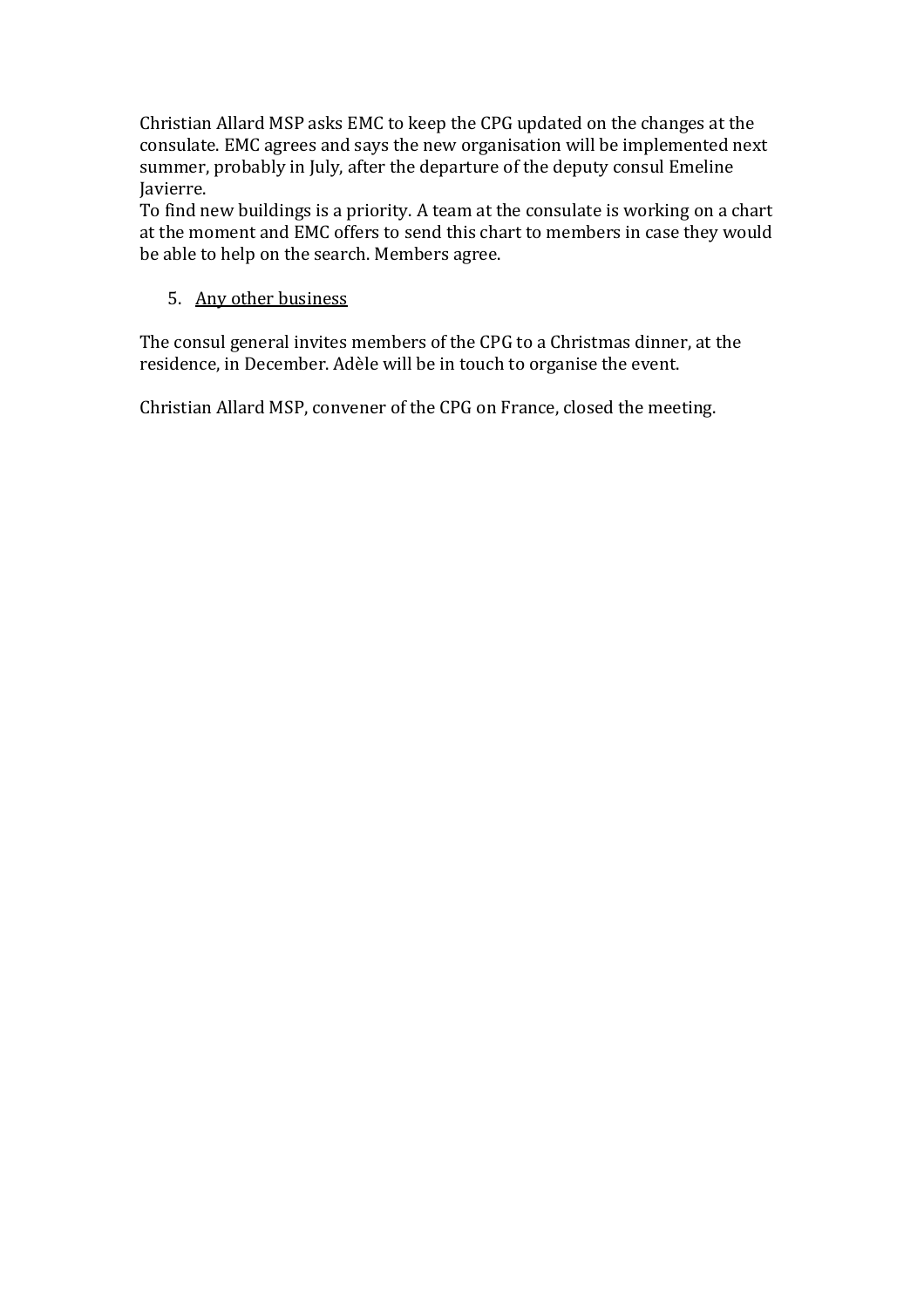Christian Allard MSP asks EMC to keep the CPG updated on the changes at the consulate. EMC agrees and says the new organisation will be implemented next summer, probably in July, after the departure of the deputy consul Emeline Javierre.
To find new buildings is a priority. A team at the consulate is working on a chart at the moment and EMC offers to send this chart to members in case they would be able to help on the search. Members agree.

5. <u>Any other business</u>

The consul general invites members of the CPG to a Christmas dinner, at the residence, in December. Adèle will be in touch to organise the event.

Christian Allard MSP, convener of the CPG on France, closed the meeting.